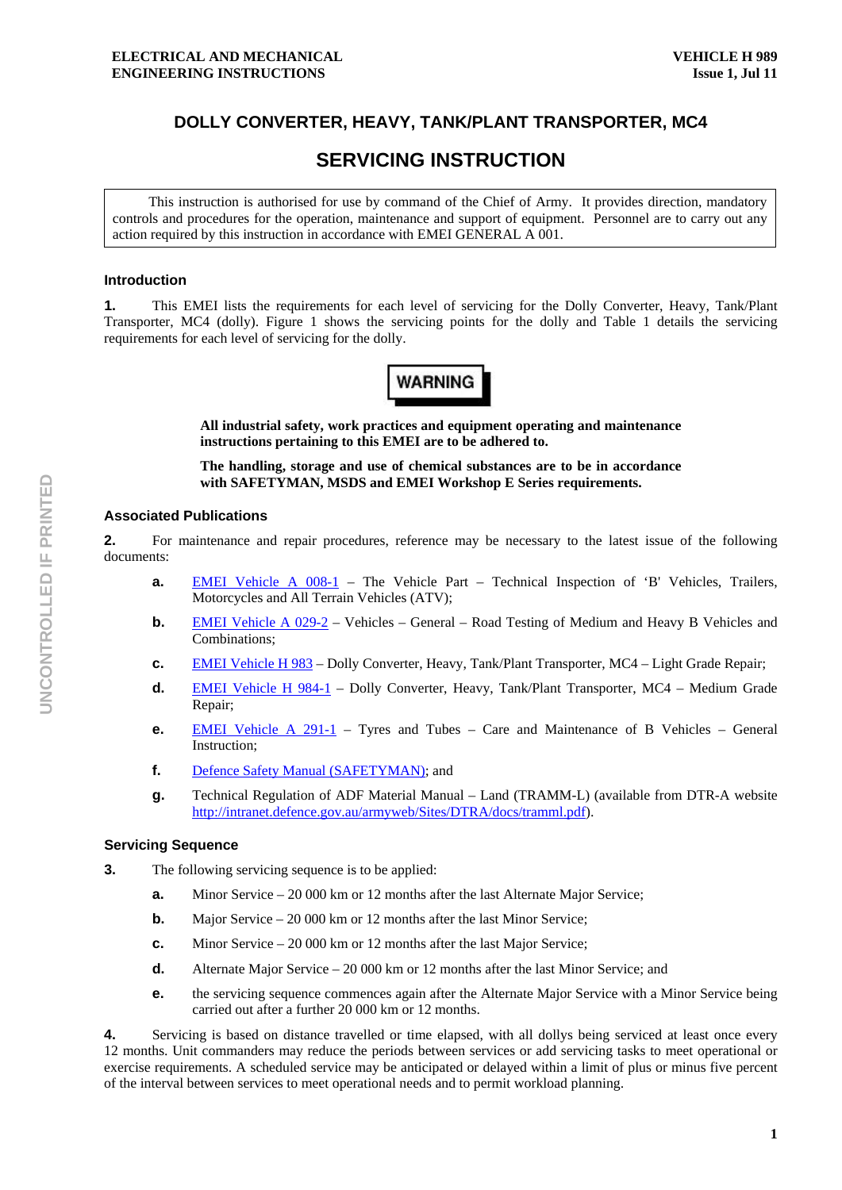# DOLLY CONVERTER, HEAVY, TANK/PLANT TRANSPORTER, MC4

# SERVICING INSTRUCTION

This instruction is authorised for use by command of the Chief of Army. It provides direction, mandatory controls and procedures for the operation, maintenance and support of equipment. Personnel are to carry out any action required by this instruction in accordance with EMEI GENERAL A 001.

## Introduction

**1.** This EMEI lists the requirements for each level of servicing for the Dolly Converter, Heavy, Tank/Plant Transporter, MC4 (dolly). Figure 1 shows the servicing points for the dolly and Table 1 details the servicing requirements for each level of servicing for the dolly.

**WARNING**

**All industrial safety, work practices and equipment operating and maintenance instructions pertaining to this EMEI are to be adhered to.**

**The handling, storage and use of chemical substances are to be in accordance with SAFETYMAN, MSDS and EMEI Workshop E Series requirements.**

## Associated Publications

**2.** For maintenance and repair procedures, reference may be necessary to the latest issue of the following documents:

- **a.** EMEI Vehicle A 008-1 – The Vehicle Part – Technical Inspection of 'B' Vehicles, Trailers, Motorcycles and All Terrain Vehicles (ATV);
- **b.** EMEI Vehicle A 029-2 – Vehicles – General – Road Testing of Medium and Heavy B Vehicles and Combinations;
- **c.** EMEI Vehicle H 983 – Dolly Converter, Heavy, Tank/Plant Transporter, MC4 – Light Grade Repair;
- **d.** EMEI Vehicle H 984-1 – Dolly Converter, Heavy, Tank/Plant Transporter, MC4 – Medium Grade Repair;
- **e.** EMEI Vehicle A 291-1 – Tyres and Tubes – Care and Maintenance of B Vehicles – General Instruction;
- **f.** Defence Safety Manual (SAFETYMAN); and
- **g.** Technical Regulation of ADF Material Manual – Land (TRAMM-L) (available from DTR-A website http://intranet.defence.gov.au/armyweb/Sites/DTRA/docs/tramml.pdf).

## Servicing Sequence

**3.** The following servicing sequence is to be applied:

- **a.** Minor Service – 20 000 km or 12 months after the last Alternate Major Service;
- **b.** Major Service – 20 000 km or 12 months after the last Minor Service;
- **c.** Minor Service – 20 000 km or 12 months after the last Major Service;
- **d.** Alternate Major Service – 20 000 km or 12 months after the last Minor Service; and
- **e.** the servicing sequence commences again after the Alternate Major Service with a Minor Service being carried out after a further 20 000 km or 12 months.

**4.** Servicing is based on distance travelled or time elapsed, with all dollys being serviced at least once every 12 months. Unit commanders may reduce the periods between services or add servicing tasks to meet operational or exercise requirements. A scheduled service may be anticipated or delayed within a limit of plus or minus five percent of the interval between services to meet operational needs and to permit workload planning.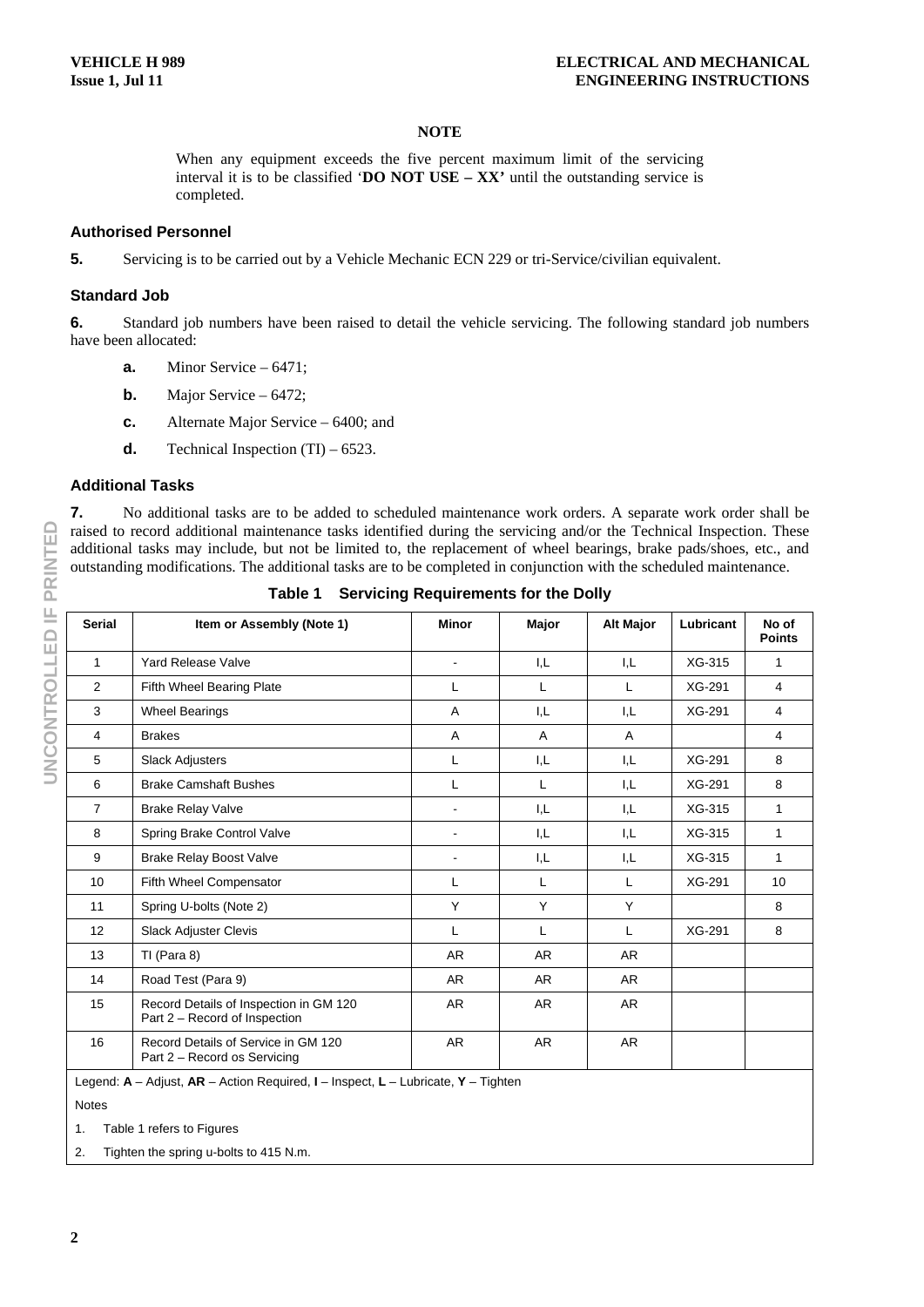**NOTE**

When any equipment exceeds the five percent maximum limit of the servicing interval it is to be classified '**DO NOT USE – XX'** until the outstanding service is completed.

### Authorised Personnel

**5.** Servicing is to be carried out by a Vehicle Mechanic ECN 229 or tri-Service/civilian equivalent.

### Standard Job

**6.** Standard job numbers have been raised to detail the vehicle servicing. The following standard job numbers have been allocated:

- **a.** Minor Service – 6471;
- **b.** Major Service – 6472;
- **c.** Alternate Major Service – 6400; and
- **d.** Technical Inspection (TI) – 6523.

### Additional Tasks

**7.** No additional tasks are to be added to scheduled maintenance work orders. A separate work order shall be raised to record additional maintenance tasks identified during the servicing and/or the Technical Inspection. These additional tasks may include, but not be limited to, the replacement of wheel bearings, brake pads/shoes, etc., and outstanding modifications. The additional tasks are to be completed in conjunction with the scheduled maintenance.

**Table 1 Servicing Requirements for the Dolly**

| Serial | Item or Assembly (Note 1) | Minor | Major | Alt Major | Lubricant | No of Points |
|---|---|---|---|---|---|---|
| 1 | Yard Release Valve | - | I,L | I,L | XG-315 | 1 |
| 2 | Fifth Wheel Bearing Plate | L | L | L | XG-291 | 4 |
| 3 | Wheel Bearings | A | I,L | I,L | XG-291 | 4 |
| 4 | Brakes | A | A | A | | 4 |
| 5 | Slack Adjusters | L | I,L | I,L | XG-291 | 8 |
| 6 | Brake Camshaft Bushes | L | L | I,L | XG-291 | 8 |
| 7 | Brake Relay Valve | - | I,L | I,L | XG-315 | 1 |
| 8 | Spring Brake Control Valve | - | I,L | I,L | XG-315 | 1 |
| 9 | Brake Relay Boost Valve | - | I,L | I,L | XG-315 | 1 |
| 10 | Fifth Wheel Compensator | L | L | L | XG-291 | 10 |
| 11 | Spring U-bolts (Note 2) | Y | Y | Y | | 8 |
| 12 | Slack Adjuster Clevis | L | L | L | XG-291 | 8 |
| 13 | TI (Para 8) | AR | AR | AR | | |
| 14 | Road Test (Para 9) | AR | AR | AR | | |
| 15 | Record Details of Inspection in GM 120 Part 2 – Record of Inspection | AR | AR | AR | | |
| 16 | Record Details of Service in GM 120 Part 2 – Record os Servicing | AR | AR | AR | | |

Legend: **A** – Adjust, **AR** – Action Required, **I** – Inspect, **L** – Lubricate, **Y** – Tighten

Notes

1. Table 1 refers to Figures
2. Tighten the spring u-bolts to 415 N.m.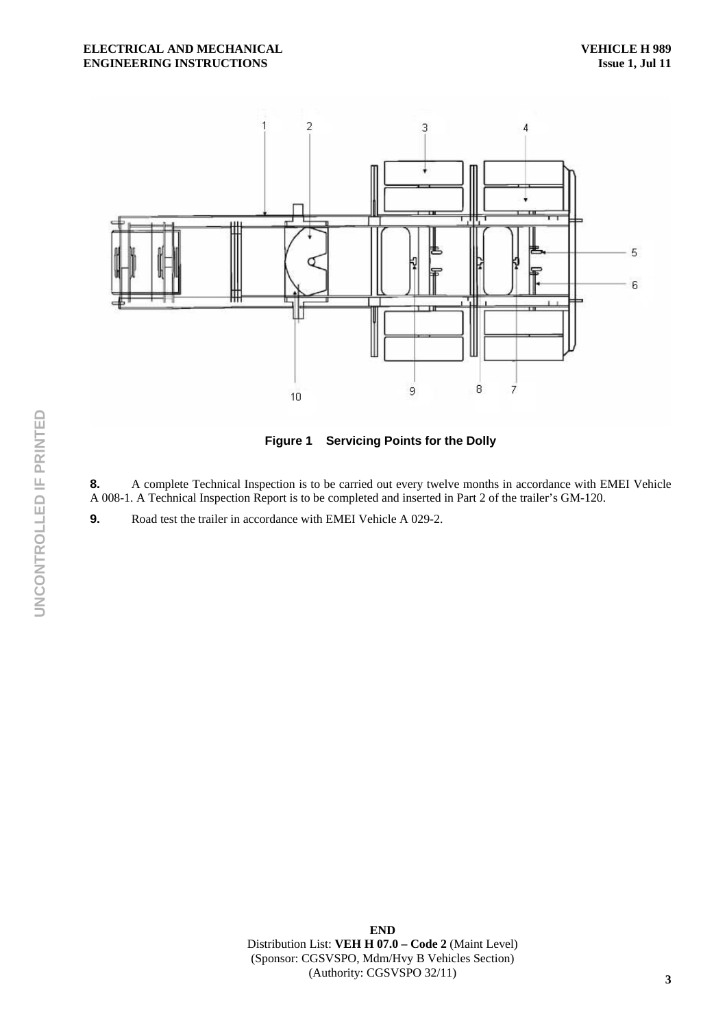1 2 3 4 5 6 7 8 9 10

Figure 1 Servicing Points for the Dolly

**8.** A complete Technical Inspection is to be carried out every twelve months in accordance with EMEI Vehicle A 008-1. A Technical Inspection Report is to be completed and inserted in Part 2 of the trailer's GM-120.

**9.** Road test the trailer in accordance with EMEI Vehicle A 029-2.

**END**

Distribution List: **VEH H 07.0 – Code 2** (Maint Level)
(Sponsor: CGSVSPO, Mdm/Hvy B Vehicles Section)
(Authority: CGSVSPO 32/11)